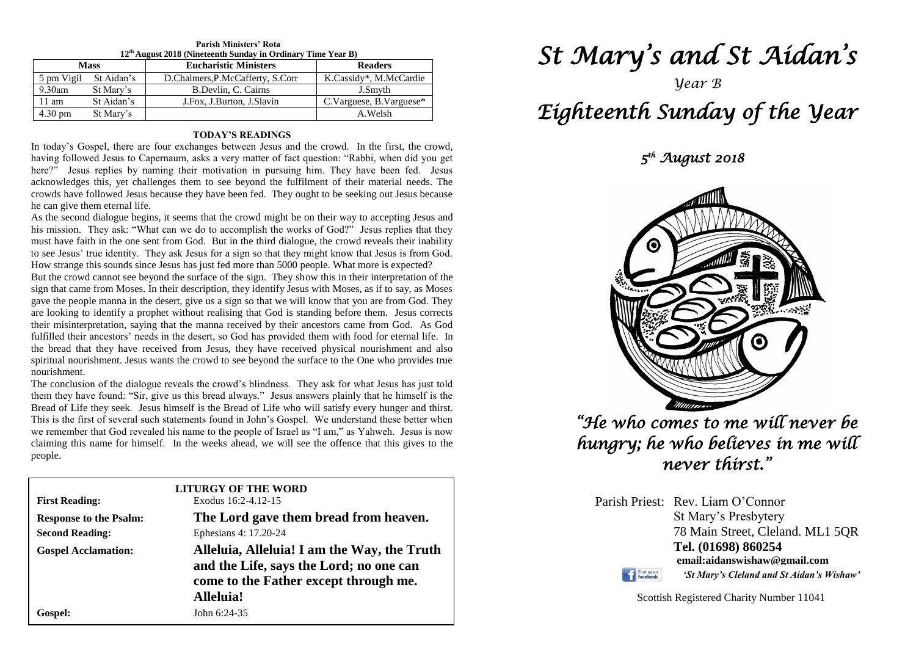**Parish Ministers' Rota**
**12th August 2018 (Nineteenth Sunday in Ordinary Time Year B)**

| Mass | | Eucharistic Ministers | Readers |
|---|---|---|---|
| 5 pm Vigil | St Aidan's | D.Chalmers,P.McCafferty, S.Corr | K.Cassidy*, M.McCardie |
| 9.30am | St Mary's | B.Devlin, C. Cairns | J.Smyth |
| 11 am | St Aidan's | J.Fox, J.Burton, J.Slavin | C.Varguese, B.Varguese* |
| 4.30 pm | St Mary's | | A.Welsh |

## TODAY'S READINGS

In today's Gospel, there are four exchanges between Jesus and the crowd. In the first, the crowd, having followed Jesus to Capernaum, asks a very matter of fact question: "Rabbi, when did you get here?" Jesus replies by naming their motivation in pursuing him. They have been fed. Jesus acknowledges this, yet challenges them to see beyond the fulfilment of their material needs. The crowds have followed Jesus because they have been fed. They ought to be seeking out Jesus because he can give them eternal life.

As the second dialogue begins, it seems that the crowd might be on their way to accepting Jesus and his mission. They ask: "What can we do to accomplish the works of God?" Jesus replies that they must have faith in the one sent from God. But in the third dialogue, the crowd reveals their inability to see Jesus' true identity. They ask Jesus for a sign so that they might know that Jesus is from God. How strange this sounds since Jesus has just fed more than 5000 people. What more is expected?

But the crowd cannot see beyond the surface of the sign. They show this in their interpretation of the sign that came from Moses. In their description, they identify Jesus with Moses, as if to say, as Moses gave the people manna in the desert, give us a sign so that we will know that you are from God. They are looking to identify a prophet without realising that God is standing before them. Jesus corrects their misinterpretation, saying that the manna received by their ancestors came from God. As God fulfilled their ancestors' needs in the desert, so God has provided them with food for eternal life. In the bread that they have received from Jesus, they have received physical nourishment and also spiritual nourishment. Jesus wants the crowd to see beyond the surface to the One who provides true nourishment.

The conclusion of the dialogue reveals the crowd's blindness. They ask for what Jesus has just told them they have found: "Sir, give us this bread always." Jesus answers plainly that he himself is the Bread of Life they seek. Jesus himself is the Bread of Life who will satisfy every hunger and thirst. This is the first of several such statements found in John's Gospel. We understand these better when we remember that God revealed his name to the people of Israel as "I am," as Yahweh. Jesus is now claiming this name for himself. In the weeks ahead, we will see the offence that this gives to the people.

## LITURGY OF THE WORD

**First Reading:** Exodus 16:2-4.12-15

**Response to the Psalm:** **The Lord gave them bread from heaven.**

**Second Reading:** Ephesians 4: 17.20-24

**Gospel Acclamation:** **Alleluia, Alleluia! I am the Way, the Truth and the Life, says the Lord; no one can come to the Father except through me. Alleluia!**

**Gospel:** John 6:24-35

# *St Mary's and St Aidan's*

*Year B*

# *Eighteenth Sunday of the Year*

*5th August 2018*

*"He who comes to me will never be hungry; he who believes in me will never thirst."*

Parish Priest: Rev. Liam O'Connor
St Mary's Presbytery
78 Main Street, Cleland. ML1 5QR
**Tel. (01698) 860254**
**email:aidanswishaw@gmail.com**
*'St Mary's Cleland and St Aidan's Wishaw'*

Scottish Registered Charity Number 11041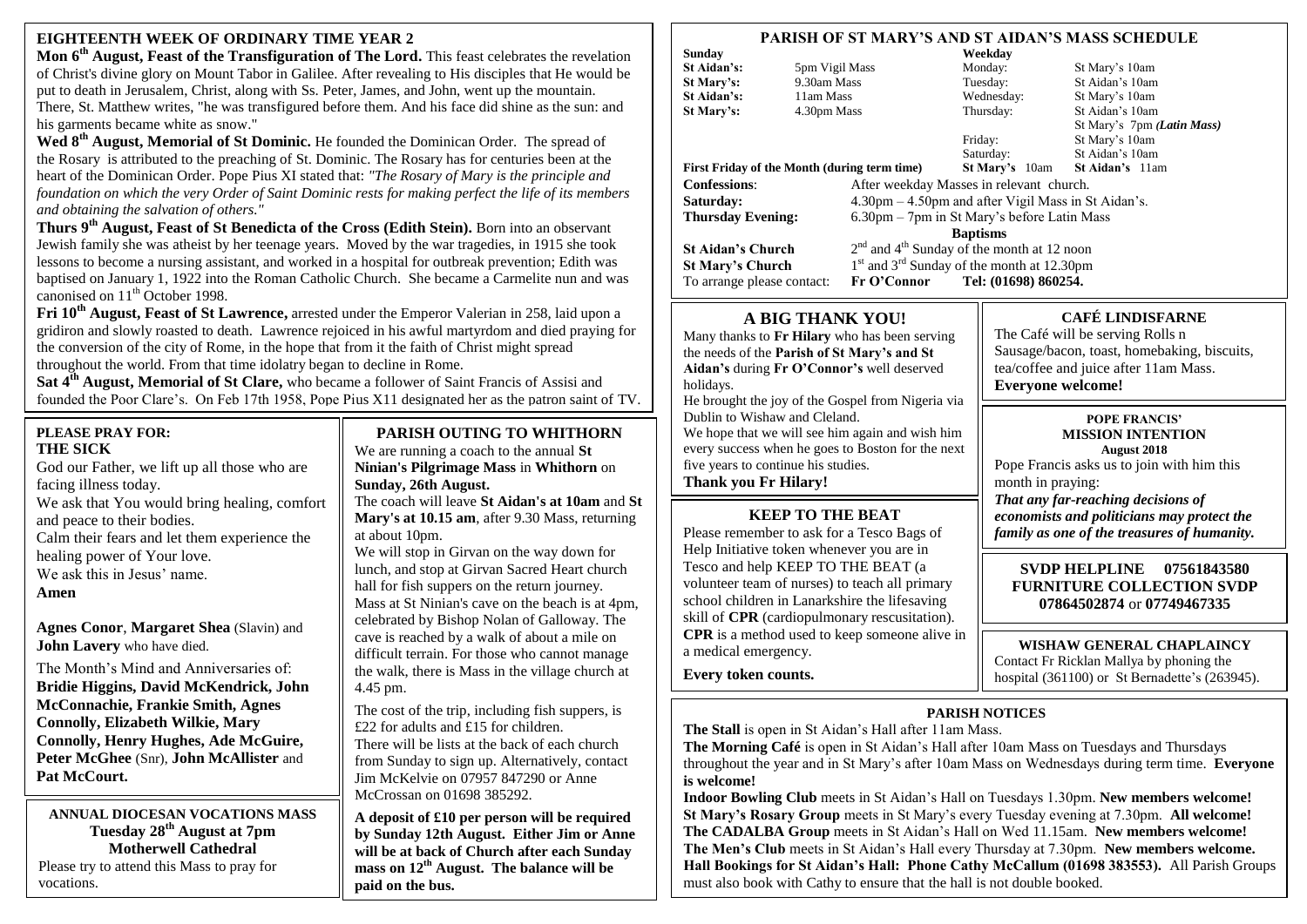## EIGHTEENTH WEEK OF ORDINARY TIME YEAR 2

**Mon 6th August, Feast of the Transfiguration of The Lord.** This feast celebrates the revelation of Christ's divine glory on Mount Tabor in Galilee. After revealing to His disciples that He would be put to death in Jerusalem, Christ, along with Ss. Peter, James, and John, went up the mountain. There, St. Matthew writes, "he was transfigured before them. And his face did shine as the sun: and his garments became white as snow."

**Wed 8th August, Memorial of St Dominic.** He founded the Dominican Order. The spread of the Rosary is attributed to the preaching of St. Dominic. The Rosary has for centuries been at the heart of the Dominican Order. Pope Pius XI stated that: *"The Rosary of Mary is the principle and foundation on which the very Order of Saint Dominic rests for making perfect the life of its members and obtaining the salvation of others."*

**Thurs 9th August, Feast of St Benedicta of the Cross (Edith Stein).** Born into an observant Jewish family she was atheist by her teenage years. Moved by the war tragedies, in 1915 she took lessons to become a nursing assistant, and worked in a hospital for outbreak prevention; Edith was baptised on January 1, 1922 into the Roman Catholic Church. She became a Carmelite nun and was canonised on 11th October 1998.

**Fri 10th August, Feast of St Lawrence,** arrested under the Emperor Valerian in 258, laid upon a gridiron and slowly roasted to death. Lawrence rejoiced in his awful martyrdom and died praying for the conversion of the city of Rome, in the hope that from it the faith of Christ might spread throughout the world. From that time idolatry began to decline in Rome.

**Sat 4th August, Memorial of St Clare,** who became a follower of Saint Francis of Assisi and founded the Poor Clare's. On Feb 17th 1958, Pope Pius X11 designated her as the patron saint of TV.

### PLEASE PRAY FOR:

**THE SICK**

God our Father, we lift up all those who are facing illness today.
We ask that You would bring healing, comfort and peace to their bodies.
Calm their fears and let them experience the healing power of Your love.
We ask this in Jesus' name.
**Amen**

**Agnes Conor**, **Margaret Shea** (Slavin) and **John Lavery** who have died.

The Month's Mind and Anniversaries of: **Bridie Higgins, David McKendrick, John McConnachie, Frankie Smith, Agnes Connolly, Elizabeth Wilkie, Mary Connolly, Henry Hughes, Ade McGuire, Peter McGhee** (Snr), **John McAllister** and **Pat McCourt.**

### ANNUAL DIOCESAN VOCATIONS MASS
**Tuesday 28th August at 7pm**
**Motherwell Cathedral**

Please try to attend this Mass to pray for vocations.

### PARISH OUTING TO WHITHORN

We are running a coach to the annual **St Ninian's Pilgrimage Mass** in **Whithorn** on **Sunday, 26th August.**

The coach will leave **St Aidan's at 10am** and **St Mary's at 10.15 am**, after 9.30 Mass, returning at about 10pm.

We will stop in Girvan on the way down for lunch, and stop at Girvan Sacred Heart church hall for fish suppers on the return journey.

Mass at St Ninian's cave on the beach is at 4pm, celebrated by Bishop Nolan of Galloway. The cave is reached by a walk of about a mile on difficult terrain. For those who cannot manage the walk, there is Mass in the village church at 4.45 pm.

The cost of the trip, including fish suppers, is £22 for adults and £15 for children.

There will be lists at the back of each church from Sunday to sign up. Alternatively, contact Jim McKelvie on 07957 847290 or Anne McCrossan on 01698 385292.

**A deposit of £10 per person will be required by Sunday 12th August. Either Jim or Anne will be at back of Church after each Sunday mass on 12th August. The balance will be paid on the bus.**

### PARISH OF ST MARY'S AND ST AIDAN'S MASS SCHEDULE

| **Sunday** | | **Weekday** | |
|---|---|---|---|
| **St Aidan's:** | 5pm Vigil Mass | Monday: | St Mary's 10am |
| **St Mary's:** | 9.30am Mass | Tuesday: | St Aidan's 10am |
| **St Aidan's:** | 11am Mass | Wednesday: | St Mary's 10am |
| **St Mary's:** | 4.30pm Mass | Thursday: | St Aidan's 10am |
| | | | St Mary's 7pm *(Latin Mass)* |
| | | Friday: | St Mary's 10am |
| | | Saturday: | St Aidan's 10am |
| **First Friday of the Month (during term time)** | | **St Mary's** 10am | **St Aidan's** 11am |

**Confessions**: After weekday Masses in relevant church.
**Saturday:** 4.30pm – 4.50pm and after Vigil Mass in St Aidan's.
**Thursday Evening:** 6.30pm – 7pm in St Mary's before Latin Mass

**Baptisms**

**St Aidan's Church** 2nd and 4th Sunday of the month at 12 noon
**St Mary's Church** 1st and 3rd Sunday of the month at 12.30pm
To arrange please contact: **Fr O'Connor Tel: (01698) 860254.**

### A BIG THANK YOU!

Many thanks to **Fr Hilary** who has been serving the needs of the **Parish of St Mary's and St Aidan's** during **Fr O'Connor's** well deserved holidays.
He brought the joy of the Gospel from Nigeria via Dublin to Wishaw and Cleland.
We hope that we will see him again and wish him every success when he goes to Boston for the next five years to continue his studies.
**Thank you Fr Hilary!**

### KEEP TO THE BEAT

Please remember to ask for a Tesco Bags of Help Initiative token whenever you are in Tesco and help KEEP TO THE BEAT (a volunteer team of nurses) to teach all primary school children in Lanarkshire the lifesaving skill of **CPR** (cardiopulmonary resuscitation). **CPR** is a method used to keep someone alive in a medical emergency.

**Every token counts.**

### CAFÉ LINDISFARNE

The Café will be serving Rolls n Sausage/bacon, toast, homebaking, biscuits, tea/coffee and juice after 11am Mass.
**Everyone welcome!**

### POPE FRANCIS' MISSION INTENTION
**August 2018**

Pope Francis asks us to join with him this month in praying:
***That any far-reaching decisions of economists and politicians may protect the family as one of the treasures of humanity.***

**SVDP HELPLINE 07561843580**
**FURNITURE COLLECTION SVDP 07864502874** or **07749467335**

### WISHAW GENERAL CHAPLAINCY

Contact Fr Ricklan Mallya by phoning the hospital (361100) or St Bernadette's (263945).

### PARISH NOTICES

**The Stall** is open in St Aidan's Hall after 11am Mass.
**The Morning Café** is open in St Aidan's Hall after 10am Mass on Tuesdays and Thursdays throughout the year and in St Mary's after 10am Mass on Wednesdays during term time. **Everyone is welcome!**
**Indoor Bowling Club** meets in St Aidan's Hall on Tuesdays 1.30pm. **New members welcome!**
**St Mary's Rosary Group** meets in St Mary's every Tuesday evening at 7.30pm. **All welcome!**
**The CADALBA Group** meets in St Aidan's Hall on Wed 11.15am. **New members welcome!**
**The Men's Club** meets in St Aidan's Hall every Thursday at 7.30pm. **New members welcome.**
**Hall Bookings for St Aidan's Hall: Phone Cathy McCallum (01698 383553).** All Parish Groups must also book with Cathy to ensure that the hall is not double booked.